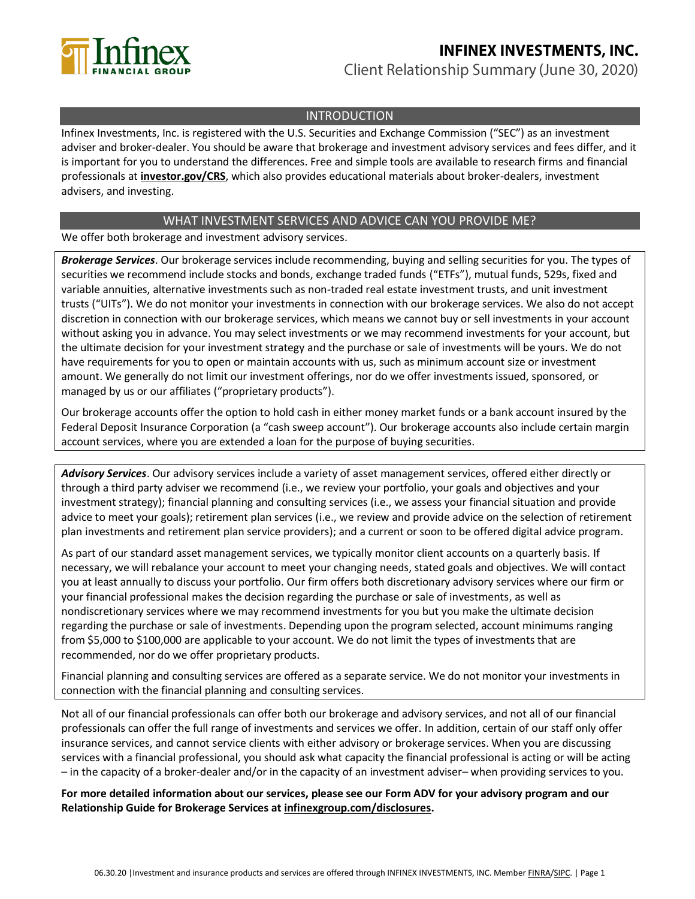# INFINEX INVESTMENTS, INC.

Client Relationship Summary (June 30, 2020)

## INTRODUCTION

Infinex Investments, Inc. is registered with the U.S. Securities and Exchange Commission ("SEC") as an investment adviser and broker-dealer. You should be aware that brokerage and investment advisory services and fees differ, and it is important for you to understand the differences. Free and simple tools are available to research firms and financial professionals at **investor.gov/CRS**, which also provides educational materials about broker-dealers, investment advisers, and investing.

## WHAT INVESTMENT SERVICES AND ADVICE CAN YOU PROVIDE ME?

We offer both brokerage and investment advisory services.

***Brokerage Services***. Our brokerage services include recommending, buying and selling securities for you. The types of securities we recommend include stocks and bonds, exchange traded funds ("ETFs"), mutual funds, 529s, fixed and variable annuities, alternative investments such as non-traded real estate investment trusts, and unit investment trusts ("UITs"). We do not monitor your investments in connection with our brokerage services. We also do not accept discretion in connection with our brokerage services, which means we cannot buy or sell investments in your account without asking you in advance. You may select investments or we may recommend investments for your account, but the ultimate decision for your investment strategy and the purchase or sale of investments will be yours. We do not have requirements for you to open or maintain accounts with us, such as minimum account size or investment amount. We generally do not limit our investment offerings, nor do we offer investments issued, sponsored, or managed by us or our affiliates ("proprietary products").

Our brokerage accounts offer the option to hold cash in either money market funds or a bank account insured by the Federal Deposit Insurance Corporation (a "cash sweep account"). Our brokerage accounts also include certain margin account services, where you are extended a loan for the purpose of buying securities.

***Advisory Services***. Our advisory services include a variety of asset management services, offered either directly or through a third party adviser we recommend (i.e., we review your portfolio, your goals and objectives and your investment strategy); financial planning and consulting services (i.e., we assess your financial situation and provide advice to meet your goals); retirement plan services (i.e., we review and provide advice on the selection of retirement plan investments and retirement plan service providers); and a current or soon to be offered digital advice program.

As part of our standard asset management services, we typically monitor client accounts on a quarterly basis. If necessary, we will rebalance your account to meet your changing needs, stated goals and objectives. We will contact you at least annually to discuss your portfolio. Our firm offers both discretionary advisory services where our firm or your financial professional makes the decision regarding the purchase or sale of investments, as well as nondiscretionary services where we may recommend investments for you but you make the ultimate decision regarding the purchase or sale of investments. Depending upon the program selected, account minimums ranging from $5,000 to $100,000 are applicable to your account. We do not limit the types of investments that are recommended, nor do we offer proprietary products.

Financial planning and consulting services are offered as a separate service. We do not monitor your investments in connection with the financial planning and consulting services.

Not all of our financial professionals can offer both our brokerage and advisory services, and not all of our financial professionals can offer the full range of investments and services we offer. In addition, certain of our staff only offer insurance services, and cannot service clients with either advisory or brokerage services. When you are discussing services with a financial professional, you should ask what capacity the financial professional is acting or will be acting – in the capacity of a broker-dealer and/or in the capacity of an investment adviser– when providing services to you.

**For more detailed information about our services, please see our Form ADV for your advisory program and our Relationship Guide for Brokerage Services at infinexgroup.com/disclosures.**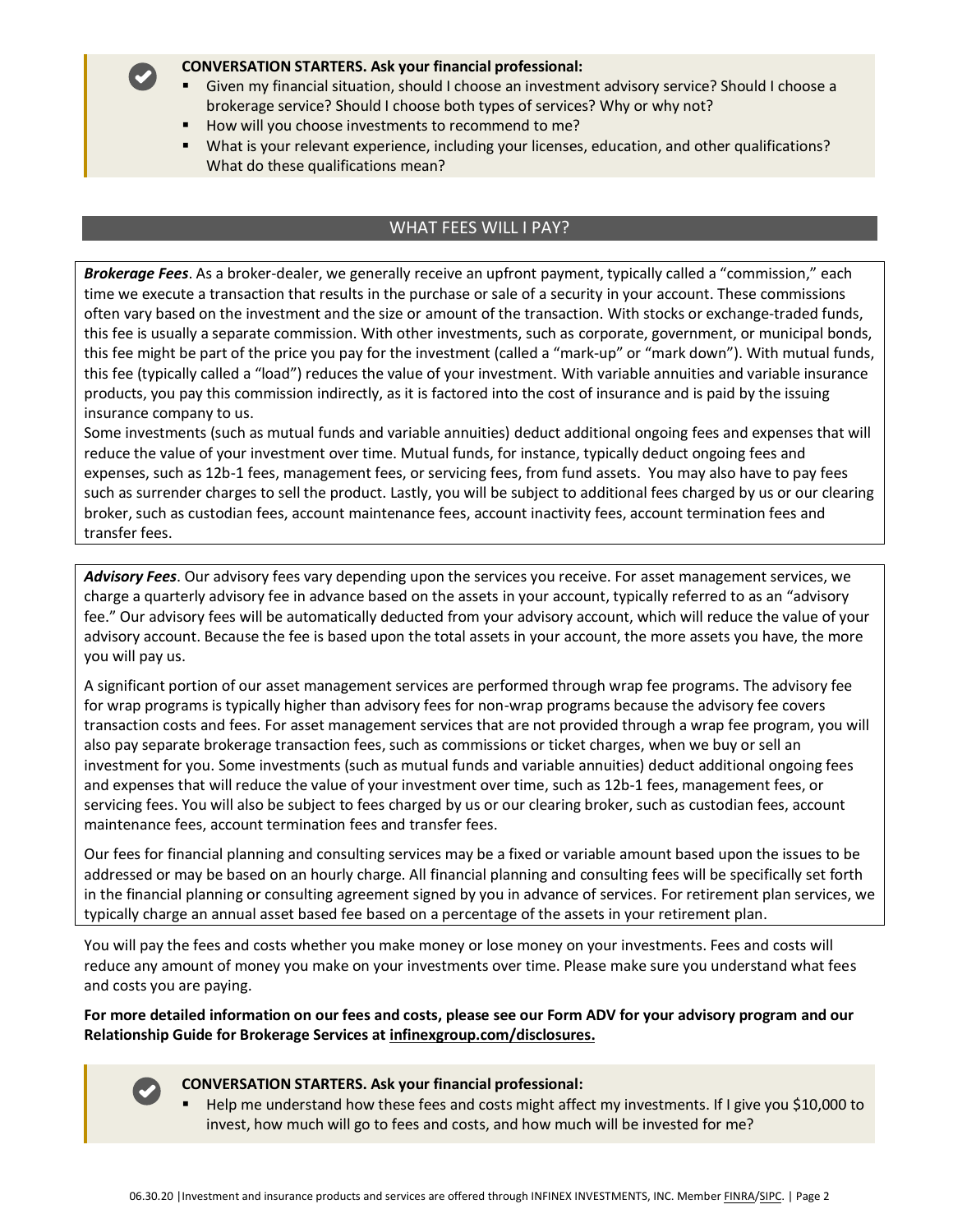**CONVERSATION STARTERS. Ask your financial professional:**

- Given my financial situation, should I choose an investment advisory service? Should I choose a brokerage service? Should I choose both types of services? Why or why not?
- How will you choose investments to recommend to me?
- What is your relevant experience, including your licenses, education, and other qualifications? What do these qualifications mean?

## WHAT FEES WILL I PAY?

***Brokerage Fees***. As a broker-dealer, we generally receive an upfront payment, typically called a "commission," each time we execute a transaction that results in the purchase or sale of a security in your account. These commissions often vary based on the investment and the size or amount of the transaction. With stocks or exchange-traded funds, this fee is usually a separate commission. With other investments, such as corporate, government, or municipal bonds, this fee might be part of the price you pay for the investment (called a "mark-up" or "mark down"). With mutual funds, this fee (typically called a "load") reduces the value of your investment. With variable annuities and variable insurance products, you pay this commission indirectly, as it is factored into the cost of insurance and is paid by the issuing insurance company to us.

Some investments (such as mutual funds and variable annuities) deduct additional ongoing fees and expenses that will reduce the value of your investment over time. Mutual funds, for instance, typically deduct ongoing fees and expenses, such as 12b-1 fees, management fees, or servicing fees, from fund assets. You may also have to pay fees such as surrender charges to sell the product. Lastly, you will be subject to additional fees charged by us or our clearing broker, such as custodian fees, account maintenance fees, account inactivity fees, account termination fees and transfer fees.

***Advisory Fees***. Our advisory fees vary depending upon the services you receive. For asset management services, we charge a quarterly advisory fee in advance based on the assets in your account, typically referred to as an "advisory fee." Our advisory fees will be automatically deducted from your advisory account, which will reduce the value of your advisory account. Because the fee is based upon the total assets in your account, the more assets you have, the more you will pay us.

A significant portion of our asset management services are performed through wrap fee programs. The advisory fee for wrap programs is typically higher than advisory fees for non-wrap programs because the advisory fee covers transaction costs and fees. For asset management services that are not provided through a wrap fee program, you will also pay separate brokerage transaction fees, such as commissions or ticket charges, when we buy or sell an investment for you. Some investments (such as mutual funds and variable annuities) deduct additional ongoing fees and expenses that will reduce the value of your investment over time, such as 12b-1 fees, management fees, or servicing fees. You will also be subject to fees charged by us or our clearing broker, such as custodian fees, account maintenance fees, account termination fees and transfer fees.

Our fees for financial planning and consulting services may be a fixed or variable amount based upon the issues to be addressed or may be based on an hourly charge. All financial planning and consulting fees will be specifically set forth in the financial planning or consulting agreement signed by you in advance of services. For retirement plan services, we typically charge an annual asset based fee based on a percentage of the assets in your retirement plan.

You will pay the fees and costs whether you make money or lose money on your investments. Fees and costs will reduce any amount of money you make on your investments over time. Please make sure you understand what fees and costs you are paying.

**For more detailed information on our fees and costs, please see our Form ADV for your advisory program and our Relationship Guide for Brokerage Services at infinexgroup.com/disclosures.**

**CONVERSATION STARTERS. Ask your financial professional:**

- Help me understand how these fees and costs might affect my investments. If I give you $10,000 to invest, how much will go to fees and costs, and how much will be invested for me?

06.30.20 | Investment and insurance products and services are offered through INFINEX INVESTMENTS, INC. Member FINRA/SIPC.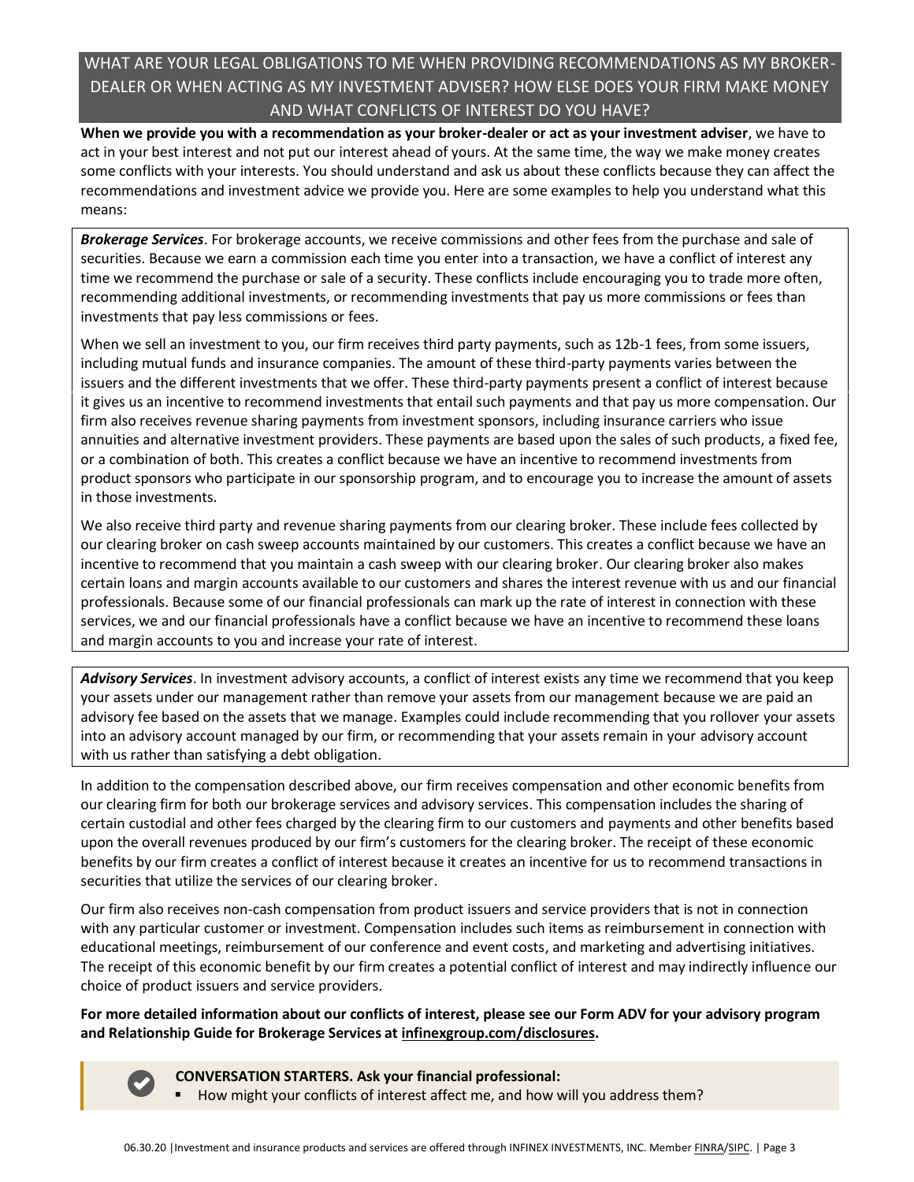## WHAT ARE YOUR LEGAL OBLIGATIONS TO ME WHEN PROVIDING RECOMMENDATIONS AS MY BROKER-DEALER OR WHEN ACTING AS MY INVESTMENT ADVISER? HOW ELSE DOES YOUR FIRM MAKE MONEY AND WHAT CONFLICTS OF INTEREST DO YOU HAVE?

**When we provide you with a recommendation as your broker-dealer or act as your investment adviser**, we have to act in your best interest and not put our interest ahead of yours. At the same time, the way we make money creates some conflicts with your interests. You should understand and ask us about these conflicts because they can affect the recommendations and investment advice we provide you. Here are some examples to help you understand what this means:

***Brokerage Services***. For brokerage accounts, we receive commissions and other fees from the purchase and sale of securities. Because we earn a commission each time you enter into a transaction, we have a conflict of interest any time we recommend the purchase or sale of a security. These conflicts include encouraging you to trade more often, recommending additional investments, or recommending investments that pay us more commissions or fees than investments that pay less commissions or fees.

When we sell an investment to you, our firm receives third party payments, such as 12b-1 fees, from some issuers, including mutual funds and insurance companies. The amount of these third-party payments varies between the issuers and the different investments that we offer. These third-party payments present a conflict of interest because it gives us an incentive to recommend investments that entail such payments and that pay us more compensation. Our firm also receives revenue sharing payments from investment sponsors, including insurance carriers who issue annuities and alternative investment providers. These payments are based upon the sales of such products, a fixed fee, or a combination of both. This creates a conflict because we have an incentive to recommend investments from product sponsors who participate in our sponsorship program, and to encourage you to increase the amount of assets in those investments.

We also receive third party and revenue sharing payments from our clearing broker. These include fees collected by our clearing broker on cash sweep accounts maintained by our customers. This creates a conflict because we have an incentive to recommend that you maintain a cash sweep with our clearing broker. Our clearing broker also makes certain loans and margin accounts available to our customers and shares the interest revenue with us and our financial professionals. Because some of our financial professionals can mark up the rate of interest in connection with these services, we and our financial professionals have a conflict because we have an incentive to recommend these loans and margin accounts to you and increase your rate of interest.

***Advisory Services***. In investment advisory accounts, a conflict of interest exists any time we recommend that you keep your assets under our management rather than remove your assets from our management because we are paid an advisory fee based on the assets that we manage. Examples could include recommending that you rollover your assets into an advisory account managed by our firm, or recommending that your assets remain in your advisory account with us rather than satisfying a debt obligation.

In addition to the compensation described above, our firm receives compensation and other economic benefits from our clearing firm for both our brokerage services and advisory services. This compensation includes the sharing of certain custodial and other fees charged by the clearing firm to our customers and payments and other benefits based upon the overall revenues produced by our firm's customers for the clearing broker. The receipt of these economic benefits by our firm creates a conflict of interest because it creates an incentive for us to recommend transactions in securities that utilize the services of our clearing broker.

Our firm also receives non-cash compensation from product issuers and service providers that is not in connection with any particular customer or investment. Compensation includes such items as reimbursement in connection with educational meetings, reimbursement of our conference and event costs, and marketing and advertising initiatives. The receipt of this economic benefit by our firm creates a potential conflict of interest and may indirectly influence our choice of product issuers and service providers.

**For more detailed information about our conflicts of interest, please see our Form ADV for your advisory program and Relationship Guide for Brokerage Services at infinexgroup.com/disclosures.**

**CONVERSATION STARTERS. Ask your financial professional:**

- How might your conflicts of interest affect me, and how will you address them?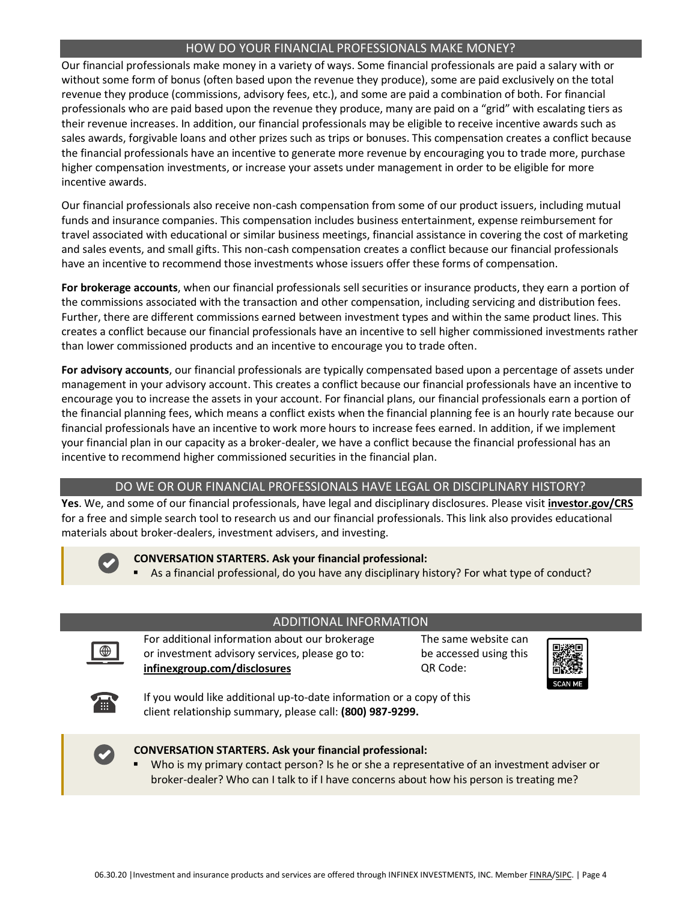## HOW DO YOUR FINANCIAL PROFESSIONALS MAKE MONEY?

Our financial professionals make money in a variety of ways. Some financial professionals are paid a salary with or without some form of bonus (often based upon the revenue they produce), some are paid exclusively on the total revenue they produce (commissions, advisory fees, etc.), and some are paid a combination of both. For financial professionals who are paid based upon the revenue they produce, many are paid on a "grid" with escalating tiers as their revenue increases. In addition, our financial professionals may be eligible to receive incentive awards such as sales awards, forgivable loans and other prizes such as trips or bonuses. This compensation creates a conflict because the financial professionals have an incentive to generate more revenue by encouraging you to trade more, purchase higher compensation investments, or increase your assets under management in order to be eligible for more incentive awards.

Our financial professionals also receive non-cash compensation from some of our product issuers, including mutual funds and insurance companies. This compensation includes business entertainment, expense reimbursement for travel associated with educational or similar business meetings, financial assistance in covering the cost of marketing and sales events, and small gifts. This non-cash compensation creates a conflict because our financial professionals have an incentive to recommend those investments whose issuers offer these forms of compensation.

**For brokerage accounts**, when our financial professionals sell securities or insurance products, they earn a portion of the commissions associated with the transaction and other compensation, including servicing and distribution fees. Further, there are different commissions earned between investment types and within the same product lines. This creates a conflict because our financial professionals have an incentive to sell higher commissioned investments rather than lower commissioned products and an incentive to encourage you to trade often.

**For advisory accounts**, our financial professionals are typically compensated based upon a percentage of assets under management in your advisory account. This creates a conflict because our financial professionals have an incentive to encourage you to increase the assets in your account. For financial plans, our financial professionals earn a portion of the financial planning fees, which means a conflict exists when the financial planning fee is an hourly rate because our financial professionals have an incentive to work more hours to increase fees earned. In addition, if we implement your financial plan in our capacity as a broker-dealer, we have a conflict because the financial professional has an incentive to recommend higher commissioned securities in the financial plan.

## DO WE OR OUR FINANCIAL PROFESSIONALS HAVE LEGAL OR DISCIPLINARY HISTORY?

**Yes**. We, and some of our financial professionals, have legal and disciplinary disclosures. Please visit **investor.gov/CRS** for a free and simple search tool to research us and our financial professionals. This link also provides educational materials about broker-dealers, investment advisers, and investing.

**CONVERSATION STARTERS. Ask your financial professional:**

- As a financial professional, do you have any disciplinary history? For what type of conduct?

## ADDITIONAL INFORMATION

For additional information about our brokerage or investment advisory services, please go to: **infinexgroup.com/disclosures**

The same website can be accessed using this QR Code:

SCAN ME

If you would like additional up-to-date information or a copy of this client relationship summary, please call: **(800) 987-9299.**

**CONVERSATION STARTERS. Ask your financial professional:**

- Who is my primary contact person? Is he or she a representative of an investment adviser or broker-dealer? Who can I talk to if I have concerns about how his person is treating me?

06.30.20 | Investment and insurance products and services are offered through INFINEX INVESTMENTS, INC. Member FINRA/SIPC.